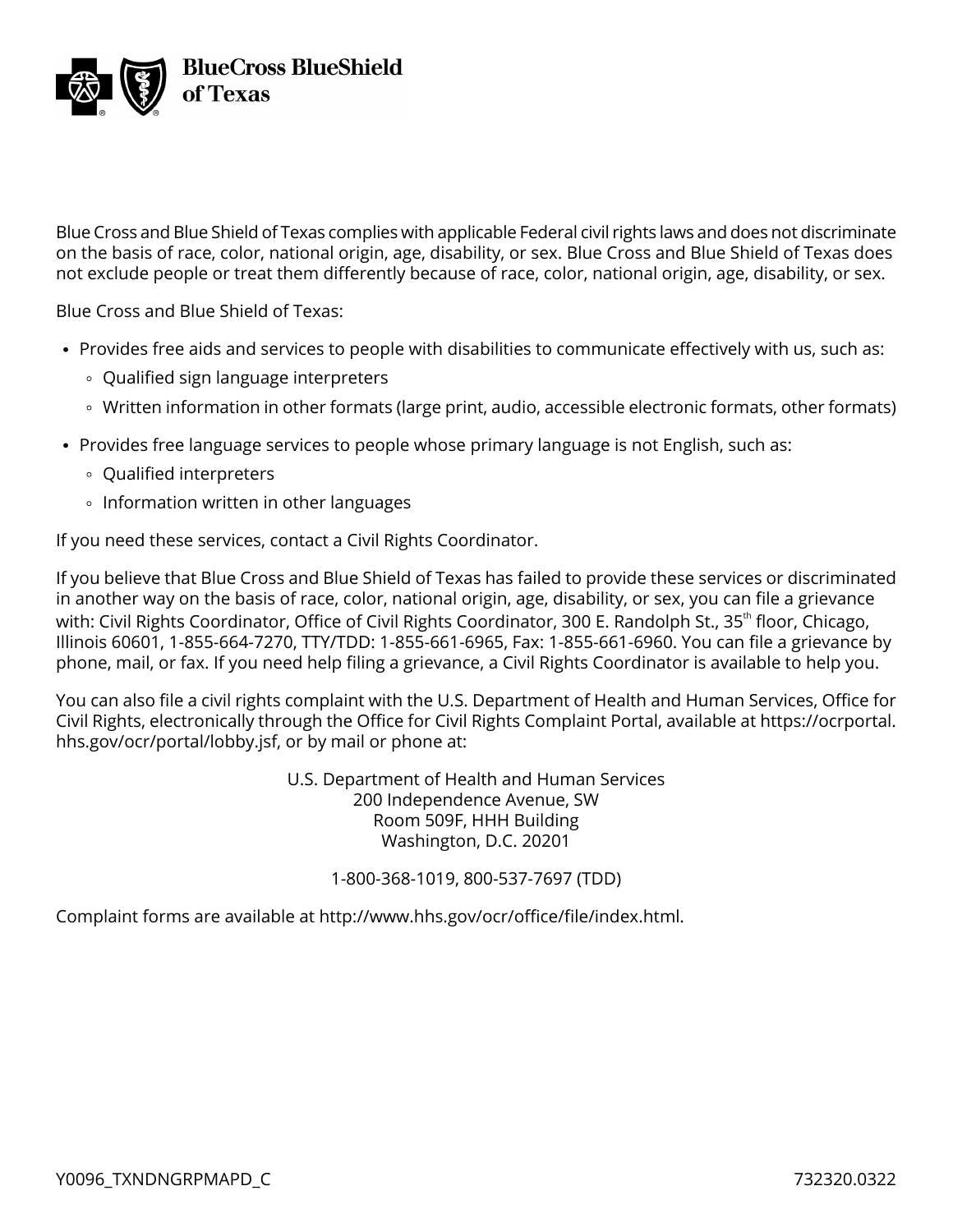**BlueCross BlueShield of Texas**

Blue Cross and Blue Shield of Texas complies with applicable Federal civil rights laws and does not discriminate on the basis of race, color, national origin, age, disability, or sex. Blue Cross and Blue Shield of Texas does not exclude people or treat them differently because of race, color, national origin, age, disability, or sex.

Blue Cross and Blue Shield of Texas:

- Provides free aids and services to people with disabilities to communicate effectively with us, such as:
  - Qualified sign language interpreters
  - Written information in other formats (large print, audio, accessible electronic formats, other formats)
- Provides free language services to people whose primary language is not English, such as:
  - Qualified interpreters
  - Information written in other languages

If you need these services, contact a Civil Rights Coordinator.

If you believe that Blue Cross and Blue Shield of Texas has failed to provide these services or discriminated in another way on the basis of race, color, national origin, age, disability, or sex, you can file a grievance with: Civil Rights Coordinator, Office of Civil Rights Coordinator, 300 E. Randolph St., 35th floor, Chicago, Illinois 60601, 1-855-664-7270, TTY/TDD: 1-855-661-6965, Fax: 1-855-661-6960. You can file a grievance by phone, mail, or fax. If you need help filing a grievance, a Civil Rights Coordinator is available to help you.

You can also file a civil rights complaint with the U.S. Department of Health and Human Services, Office for Civil Rights, electronically through the Office for Civil Rights Complaint Portal, available at https://ocrportal.hhs.gov/ocr/portal/lobby.jsf, or by mail or phone at:

U.S. Department of Health and Human Services
200 Independence Avenue, SW
Room 509F, HHH Building
Washington, D.C. 20201

1-800-368-1019, 800-537-7697 (TDD)

Complaint forms are available at http://www.hhs.gov/ocr/office/file/index.html.

Y0096_TXNDNGRPMAPD_C 732320.0322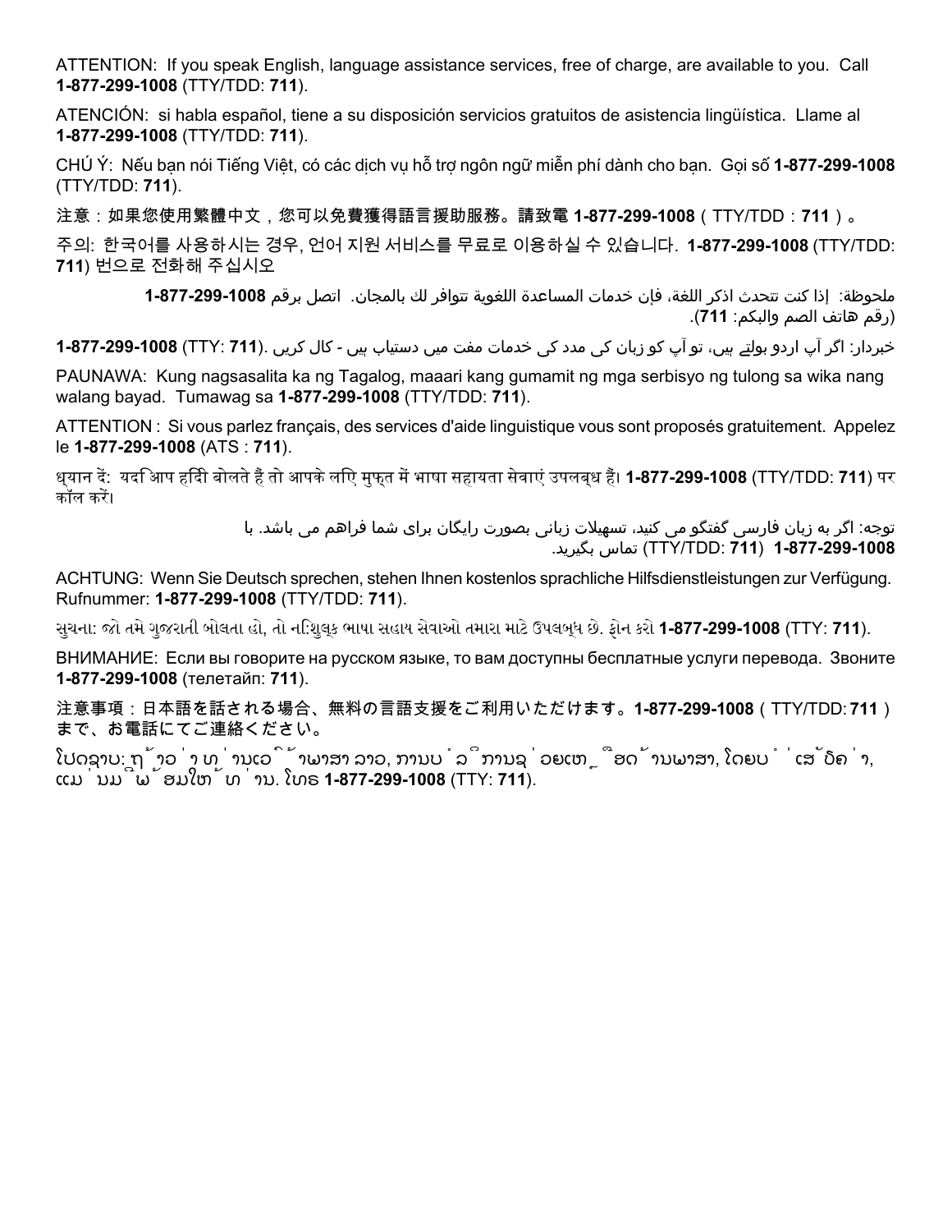ATTENTION:  If you speak English, language assistance services, free of charge, are available to you.  Call **1-877-299-1008** (TTY/TDD: **711**).

ATENCIÓN:  si habla español, tiene a su disposición servicios gratuitos de asistencia lingüística.  Llame al **1-877-299-1008** (TTY/TDD: **711**).

CHÚ Ý:  Nếu bạn nói Tiếng Việt, có các dịch vụ hỗ trợ ngôn ngữ miễn phí dành cho bạn.  Gọi số **1-877-299-1008** (TTY/TDD: **711**).

注意：如果您使用繁體中文，您可以免費獲得語言援助服務。請致電 **1-877-299-1008**（TTY/TDD：**711**）。

주의: 한국어를 사용하시는 경우, 언어 지원 서비스를 무료로 이용하실 수 있습니다.  **1-877-299-1008** (TTY/TDD: **711**) 번으로 전화해 주십시오

ملحوظة:  إذا كنت تتحدث اذكر اللغة، فإن خدمات المساعدة اللغوية تتوافر لك بالمجان.  اتصل برقم **1-877-299-1008** (رقم هاتف الصم والبكم: **711**).

خبردار: اگر آپ اردو بولتے ہیں، تو آپ کو زبان کی مدد کی خدمات مفت میں دستیاب ہیں - کال کریں **1-877-299-1008** (TTY: **711**).

PAUNAWA:  Kung nagsasalita ka ng Tagalog, maaari kang gumamit ng mga serbisyo ng tulong sa wika nang walang bayad.  Tumawag sa **1-877-299-1008** (TTY/TDD: **711**).

ATTENTION :  Si vous parlez français, des services d'aide linguistique vous sont proposés gratuitement.  Appelez le **1-877-299-1008** (ATS : **711**).

ध्यान दें:  यदि आप हिंदी बोलते हैं तो आपके लिए मुफ्त में भाषा सहायता सेवाएं उपलब्ध हैं। **1-877-299-1008** (TTY/TDD: **711**) पर कॉल करें।

توجه: اگر به زبان فارسی گفتگو می کنید، تسهیلات زبانی بصورت رایگان برای شما فراهم می باشد. با **1-877-299-1008** (TTY/TDD: **711**) تماس بگیرید.

ACHTUNG:  Wenn Sie Deutsch sprechen, stehen Ihnen kostenlos sprachliche Hilfsdienstleistungen zur Verfügung.  Rufnummer: **1-877-299-1008** (TTY/TDD: **711**).

સુચના: જો તમે ગુજરાતી બોલતા હો, તો નિ:શુલ્ક ભાષા સહાય સેવાઓ તમારા માટે ઉપલબ્ધ છે. ફોન કરો **1-877-299-1008** (TTY: **711**).

ВНИМАНИЕ:  Если вы говорите на русском языке, то вам доступны бесплатные услуги перевода.  Звоните **1-877-299-1008** (телетайп: **711**).

注意事項：日本語を話される場合、無料の言語支援をご利用いただけます。**1-877-299-1008**（TTY/TDD: **711**）まで、お電話にてご連絡ください。

ໂປດຊາບ: ຖ້າວ່າ ທ່ານເວົ້າພາສາ ລາວ, ການບໍລິການຊ່ວຍເຫຼືອດ້ານພາສາ, ໂດຍບໍ່ເສັຽຄ່າ, ແມ່ນມີພ້ອມໃຫ້ທ່ານ. ໂທຣ **1-877-299-1008** (TTY: **711**).